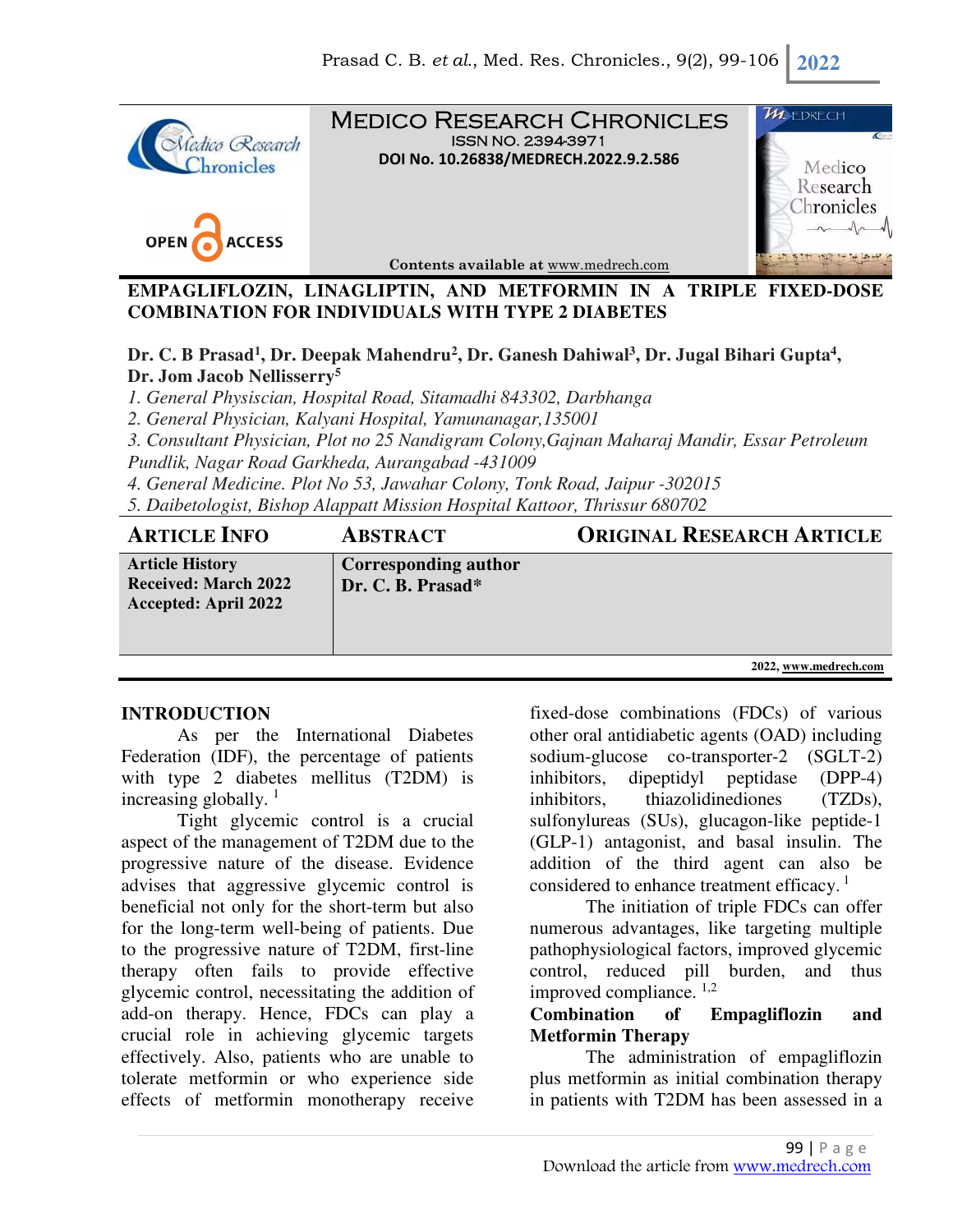# MEDICO RESEARCH CHRONICLES

ISSN NO. 2394-3971

DOI No. 10.26838/MEDRECH.2022.9.2.586

Contents available at www.medrech.com

## EMPAGLIFLOZIN, LINAGLIPTIN, AND METFORMIN IN A TRIPLE FIXED-DOSE COMBINATION FOR INDIVIDUALS WITH TYPE 2 DIABETES

**Dr. C. B Prasad[1], Dr. Deepak Mahendru[2], Dr. Ganesh Dahiwal[3], Dr. Jugal Bihari Gupta[4], Dr. Jom Jacob Nellisserry[5]**

*1. General Physician, Hospital Road, Sitamadhi 843302, Darbhanga*
*2. General Physician, Kalyani Hospital, Yamunanagar,135001*
*3. Consultant Physician, Plot no 25 Nandigram Colony,Gajnan Maharaj Mandir, Essar Petroleum Pundlik, Nagar Road Garkheda, Aurangabad -431009*
*4. General Medicine. Plot No 53, Jawahar Colony, Tonk Road, Jaipur -302015*
*5. Daibetologist, Bishop Alappatt Mission Hospital Kattoor, Thrissur 680702*

| ARTICLE INFO | ABSTRACT | ORIGINAL RESEARCH ARTICLE |
|---|---|---|
| **Article History**<br>**Received: March 2022**<br>**Accepted: April 2022** | **Corresponding author**<br>**Dr. C. B. Prasad*** | |

2022, www.medrech.com

## INTRODUCTION

As per the International Diabetes Federation (IDF), the percentage of patients with type 2 diabetes mellitus (T2DM) is increasing globally. [1]

Tight glycemic control is a crucial aspect of the management of T2DM due to the progressive nature of the disease. Evidence advises that aggressive glycemic control is beneficial not only for the short-term but also for the long-term well-being of patients. Due to the progressive nature of T2DM, first-line therapy often fails to provide effective glycemic control, necessitating the addition of add-on therapy. Hence, FDCs can play a crucial role in achieving glycemic targets effectively. Also, patients who are unable to tolerate metformin or who experience side effects of metformin monotherapy receive fixed-dose combinations (FDCs) of various other oral antidiabetic agents (OAD) including sodium-glucose co-transporter-2 (SGLT-2) inhibitors, dipeptidyl peptidase (DPP-4) inhibitors, thiazolidinediones (TZDs), sulfonylureas (SUs), glucagon-like peptide-1 (GLP-1) antagonist, and basal insulin. The addition of the third agent can also be considered to enhance treatment efficacy. [1]

The initiation of triple FDCs can offer numerous advantages, like targeting multiple pathophysiological factors, improved glycemic control, reduced pill burden, and thus improved compliance. [1,2]

### Combination of Empagliflozin and Metformin Therapy

The administration of empagliflozin plus metformin as initial combination therapy in patients with T2DM has been assessed in a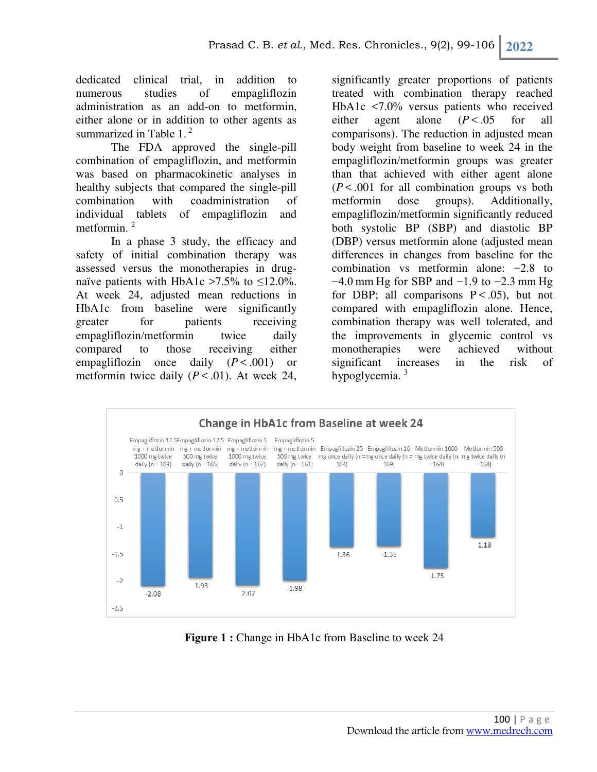dedicated clinical trial, in addition to numerous studies of empagliflozin administration as an add-on to metformin, either alone or in addition to other agents as summarized in Table 1.[2]

The FDA approved the single-pill combination of empagliflozin, and metformin was based on pharmacokinetic analyses in healthy subjects that compared the single-pill combination with coadministration of individual tablets of empagliflozin and metformin.[2]

In a phase 3 study, the efficacy and safety of initial combination therapy was assessed versus the monotherapies in drug-naïve patients with HbA1c >7.5% to ≤12.0%. At week 24, adjusted mean reductions in HbA1c from baseline were significantly greater for patients receiving empagliflozin/metformin twice daily compared to those receiving either empagliflozin once daily ($P < .001$) or metformin twice daily ($P < .01$). At week 24, significantly greater proportions of patients treated with combination therapy reached HbA1c <7.0% versus patients who received either agent alone ($P < .05$ for all comparisons). The reduction in adjusted mean body weight from baseline to week 24 in the empagliflozin/metformin groups was greater than that achieved with either agent alone ($P < .001$ for all combination groups vs both metformin dose groups). Additionally, empagliflozin/metformin significantly reduced both systolic BP (SBP) and diastolic BP (DBP) versus metformin alone (adjusted mean differences in changes from baseline for the combination vs metformin alone: −2.8 to −4.0 mm Hg for SBP and −1.9 to −2.3 mm Hg for DBP; all comparisons $P < .05$), but not compared with empagliflozin alone. Hence, combination therapy was well tolerated, and the improvements in glycemic control vs monotherapies were achieved without significant increases in the risk of hypoglycemia.[3]

**Figure 1 :** Change in HbA1c from Baseline to week 24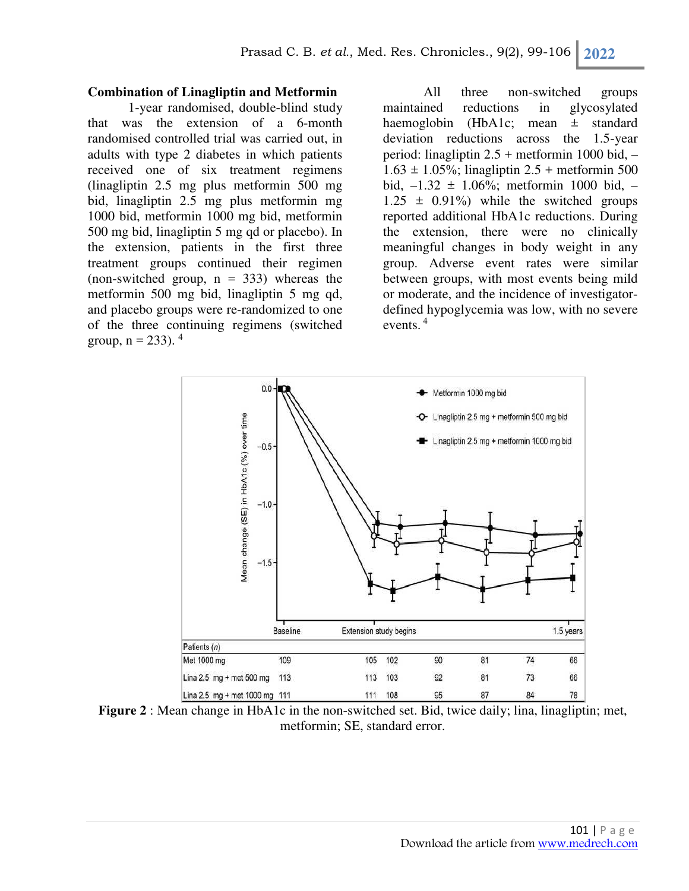**Combination of Linagliptin and Metformin**

1-year randomised, double-blind study that was the extension of a 6-month randomised controlled trial was carried out, in adults with type 2 diabetes in which patients received one of six treatment regimens (linagliptin 2.5 mg plus metformin 500 mg bid, linagliptin 2.5 mg plus metformin mg 1000 bid, metformin 1000 mg bid, metformin 500 mg bid, linagliptin 5 mg qd or placebo). In the extension, patients in the first three treatment groups continued their regimen (non-switched group, n = 333) whereas the metformin 500 mg bid, linagliptin 5 mg qd, and placebo groups were re-randomized to one of the three continuing regimens (switched group, n = 233). [4]

All three non-switched groups maintained reductions in glycosylated haemoglobin (HbA1c; mean ± standard deviation reductions across the 1.5-year period: linagliptin 2.5 + metformin 1000 bid, –1.63 ± 1.05%; linagliptin 2.5 + metformin 500 bid, –1.32 ± 1.06%; metformin 1000 bid, –1.25 ± 0.91%) while the switched groups reported additional HbA1c reductions. During the extension, there were no clinically meaningful changes in body weight in any group. Adverse event rates were similar between groups, with most events being mild or moderate, and the incidence of investigator-defined hypoglycemia was low, with no severe events. [4]

| Patients (n) | Baseline | | Extension study begins | | | | 1.5 years |
|---|---|---|---|---|---|---|---|
| Met 1000 mg | 109 | 105 | 102 | 90 | 81 | 74 | 66 |
| Lina 2.5 mg + met 500 mg | 113 | 113 | 103 | 92 | 81 | 73 | 66 |
| Lina 2.5 mg + met 1000 mg | 111 | 111 | 108 | 95 | 87 | 84 | 78 |

**Figure 2** : Mean change in HbA1c in the non-switched set. Bid, twice daily; lina, linagliptin; met, metformin; SE, standard error.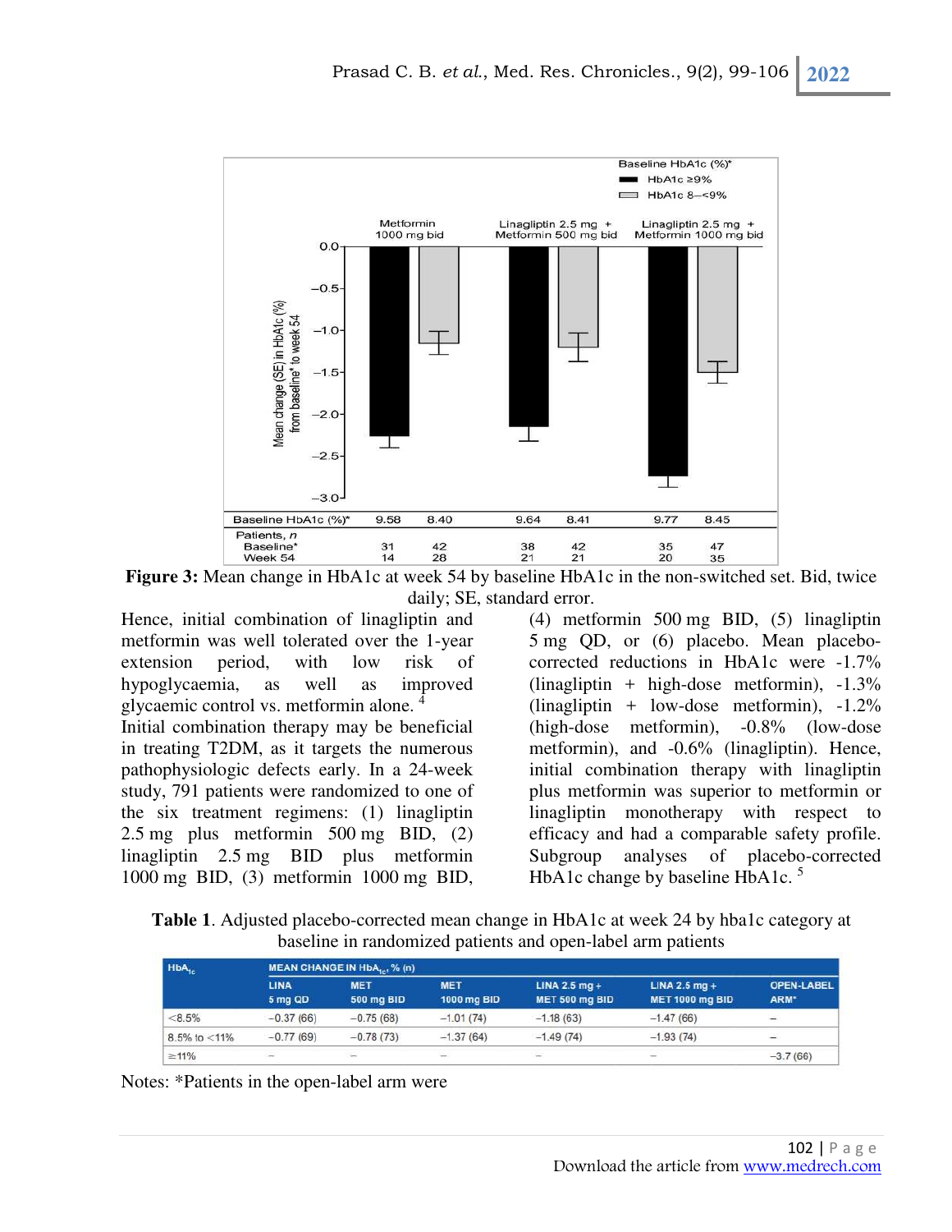| Baseline HbA1c (%)* | Metformin 1000 mg bid: HbA1c ≥9% | Metformin 1000 mg bid: HbA1c 8–<9% | Linagliptin 2.5 mg + Metformin 500 mg bid: HbA1c ≥9% | Linagliptin 2.5 mg + Metformin 500 mg bid: HbA1c 8–<9% | Linagliptin 2.5 mg + Metformin 1000 mg bid: HbA1c ≥9% | Linagliptin 2.5 mg + Metformin 1000 mg bid: HbA1c 8–<9% |
|---|---|---|---|---|---|---|
| Baseline HbA1c (%)* | 9.58 | 8.40 | 9.64 | 8.41 | 9.77 | 8.45 |
| Patients, *n* Baseline* | 31 | 42 | 38 | 42 | 35 | 47 |
| Week 54 | 14 | 28 | 21 | 21 | 20 | 35 |

**Figure 3:** Mean change in HbA1c at week 54 by baseline HbA1c in the non-switched set. Bid, twice daily; SE, standard error.

Hence, initial combination of linagliptin and metformin was well tolerated over the 1-year extension period, with low risk of hypoglycaemia, as well as improved glycaemic control vs. metformin alone.[4] Initial combination therapy may be beneficial in treating T2DM, as it targets the numerous pathophysiologic defects early. In a 24-week study, 791 patients were randomized to one of the six treatment regimens: (1) linagliptin 2.5 mg plus metformin 500 mg BID, (2) linagliptin 2.5 mg BID plus metformin 1000 mg BID, (3) metformin 1000 mg BID, (4) metformin 500 mg BID, (5) linagliptin 5 mg QD, or (6) placebo. Mean placebo-corrected reductions in HbA1c were -1.7% (linagliptin + high-dose metformin), -1.3% (linagliptin + low-dose metformin), -1.2% (high-dose metformin), -0.8% (low-dose metformin), and -0.6% (linagliptin). Hence, initial combination therapy with linagliptin plus metformin was superior to metformin or linagliptin monotherapy with respect to efficacy and had a comparable safety profile. Subgroup analyses of placebo-corrected HbA1c change by baseline HbA1c.[5]

**Table 1**. Adjusted placebo-corrected mean change in HbA1c at week 24 by hba1c category at baseline in randomized patients and open-label arm patients

| $HbA_{1c}$ | MEAN CHANGE IN $HbA_{1c}$, % (n) | | | | | |
|---|---|---|---|---|---|---|
| | LINA 5 mg QD | MET 500 mg BID | MET 1000 mg BID | LINA 2.5 mg + MET 500 mg BID | LINA 2.5 mg + MET 1000 mg BID | OPEN-LABEL ARM* |
| <8.5% | −0.37 (66) | −0.75 (68) | −1.01 (74) | −1.18 (63) | −1.47 (66) | – |
| 8.5% to <11% | −0.77 (69) | −0.78 (73) | −1.37 (64) | −1.49 (74) | −1.93 (74) | – |
| ≥11% | – | – | – | – | – | −3.7 (66) |

Notes: *Patients in the open-label arm were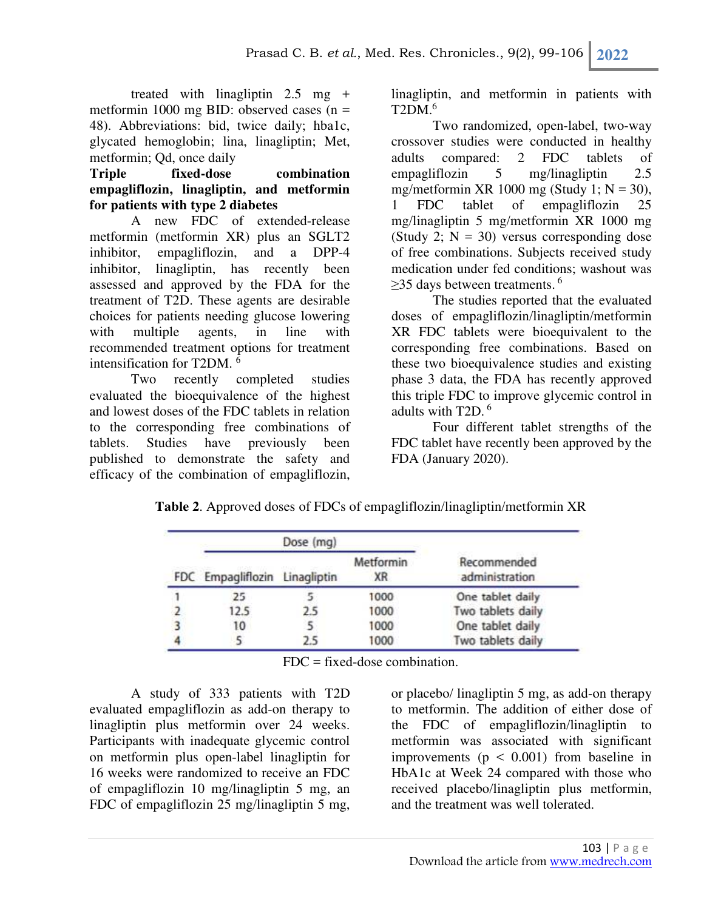treated with linagliptin 2.5 mg + metformin 1000 mg BID: observed cases (n = 48). Abbreviations: bid, twice daily; hba1c, glycated hemoglobin; lina, linagliptin; Met, metformin; Qd, once daily

**Triple fixed-dose combination empagliflozin, linagliptin, and metformin for patients with type 2 diabetes**

A new FDC of extended-release metformin (metformin XR) plus an SGLT2 inhibitor, empagliflozin, and a DPP-4 inhibitor, linagliptin, has recently been assessed and approved by the FDA for the treatment of T2D. These agents are desirable choices for patients needing glucose lowering with multiple agents, in line with recommended treatment options for treatment intensification for T2DM. [6]

Two recently completed studies evaluated the bioequivalence of the highest and lowest doses of the FDC tablets in relation to the corresponding free combinations of tablets. Studies have previously been published to demonstrate the safety and efficacy of the combination of empagliflozin, linagliptin, and metformin in patients with T2DM.[6]

Two randomized, open-label, two-way crossover studies were conducted in healthy adults compared: 2 FDC tablets of empagliflozin 5 mg/linagliptin 2.5 mg/metformin XR 1000 mg (Study 1; N = 30), 1 FDC tablet of empagliflozin 25 mg/linagliptin 5 mg/metformin XR 1000 mg (Study 2; N = 30) versus corresponding dose of free combinations. Subjects received study medication under fed conditions; washout was ≥35 days between treatments. [6]

The studies reported that the evaluated doses of empagliflozin/linagliptin/metformin XR FDC tablets were bioequivalent to the corresponding free combinations. Based on these two bioequivalence studies and existing phase 3 data, the FDA has recently approved this triple FDC to improve glycemic control in adults with T2D. [6]

Four different tablet strengths of the FDC tablet have recently been approved by the FDA (January 2020).

**Table 2**. Approved doses of FDCs of empagliflozin/linagliptin/metformin XR

| | Dose (mg) | | | |
|---|---|---|---|---|
| FDC | Empagliflozin | Linagliptin | Metformin XR | Recommended administration |
| 1 | 25 | 5 | 1000 | One tablet daily |
| 2 | 12.5 | 2.5 | 1000 | Two tablets daily |
| 3 | 10 | 5 | 1000 | One tablet daily |
| 4 | 5 | 2.5 | 1000 | Two tablets daily |

FDC = fixed-dose combination.

A study of 333 patients with T2D evaluated empagliflozin as add-on therapy to linagliptin plus metformin over 24 weeks. Participants with inadequate glycemic control on metformin plus open-label linagliptin for 16 weeks were randomized to receive an FDC of empagliflozin 10 mg/linagliptin 5 mg, an FDC of empagliflozin 25 mg/linagliptin 5 mg, or placebo/ linagliptin 5 mg, as add-on therapy to metformin. The addition of either dose of the FDC of empagliflozin/linagliptin to metformin was associated with significant improvements ($p < 0.001$) from baseline in HbA1c at Week 24 compared with those who received placebo/linagliptin plus metformin, and the treatment was well tolerated.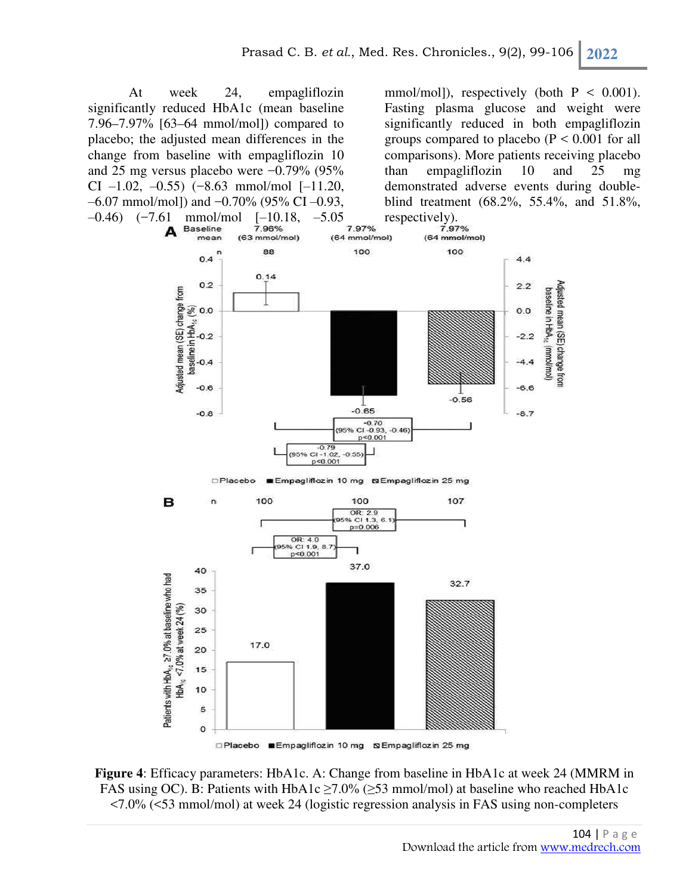At week 24, empagliflozin significantly reduced HbA1c (mean baseline 7.96–7.97% [63–64 mmol/mol]) compared to placebo; the adjusted mean differences in the change from baseline with empagliflozin 10 and 25 mg versus placebo were −0.79% (95% CI –1.02, –0.55) (−8.63 mmol/mol [–11.20, –6.07 mmol/mol]) and −0.70% (95% CI –0.93, –0.46) (−7.61 mmol/mol [–10.18, –5.05 mmol/mol]), respectively (both P < 0.001). Fasting plasma glucose and weight were significantly reduced in both empagliflozin groups compared to placebo (P < 0.001 for all comparisons). More patients receiving placebo than empagliflozin 10 and 25 mg demonstrated adverse events during double-blind treatment (68.2%, 55.4%, and 51.8%, respectively).

**Figure 4**: Efficacy parameters: HbA1c. A: Change from baseline in HbA1c at week 24 (MMRM in FAS using OC). B: Patients with HbA1c ≥7.0% (≥53 mmol/mol) at baseline who reached HbA1c <7.0% (<53 mmol/mol) at week 24 (logistic regression analysis in FAS using non-completers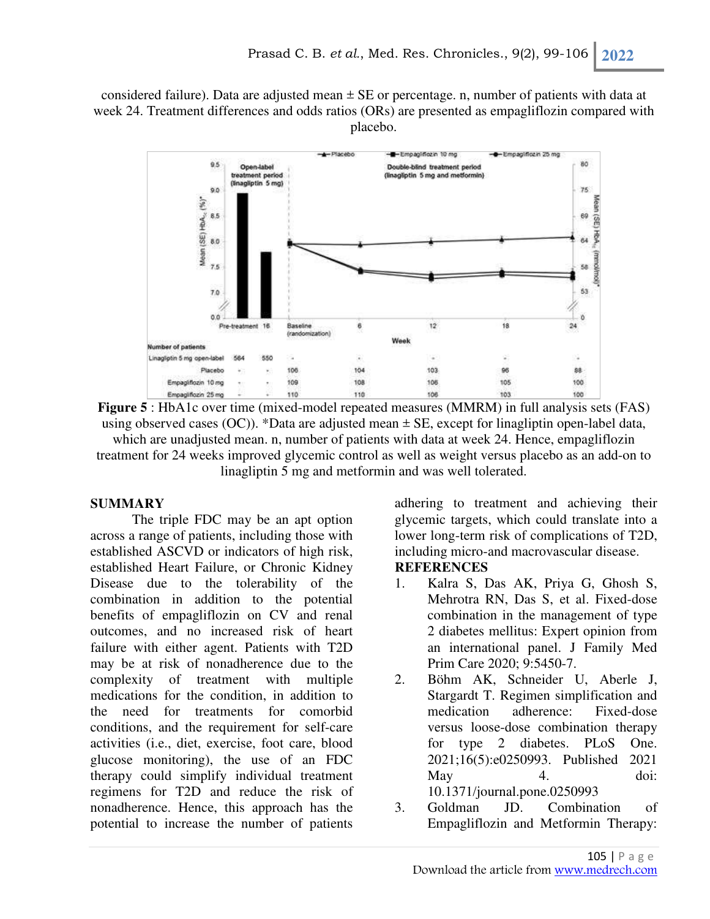considered failure). Data are adjusted mean ± SE or percentage. n, number of patients with data at week 24. Treatment differences and odds ratios (ORs) are presented as empagliflozin compared with placebo.

**Figure 5** : HbA1c over time (mixed-model repeated measures (MMRM) in full analysis sets (FAS) using observed cases (OC)). *Data are adjusted mean ± SE, except for linagliptin open-label data, which are unadjusted mean. n, number of patients with data at week 24. Hence, empagliflozin treatment for 24 weeks improved glycemic control as well as weight versus placebo as an add-on to linagliptin 5 mg and metformin and was well tolerated.

## SUMMARY

The triple FDC may be an apt option across a range of patients, including those with established ASCVD or indicators of high risk, established Heart Failure, or Chronic Kidney Disease due to the tolerability of the combination in addition to the potential benefits of empagliflozin on CV and renal outcomes, and no increased risk of heart failure with either agent. Patients with T2D may be at risk of nonadherence due to the complexity of treatment with multiple medications for the condition, in addition to the need for treatments for comorbid conditions, and the requirement for self-care activities (i.e., diet, exercise, foot care, blood glucose monitoring), the use of an FDC therapy could simplify individual treatment regimens for T2D and reduce the risk of nonadherence. Hence, this approach has the potential to increase the number of patients adhering to treatment and achieving their glycemic targets, which could translate into a lower long-term risk of complications of T2D, including micro-and macrovascular disease.

## REFERENCES

1. Kalra S, Das AK, Priya G, Ghosh S, Mehrotra RN, Das S, et al. Fixed-dose combination in the management of type 2 diabetes mellitus: Expert opinion from an international panel. J Family Med Prim Care 2020; 9:5450-7.
2. Böhm AK, Schneider U, Aberle J, Stargardt T. Regimen simplification and medication adherence: Fixed-dose versus loose-dose combination therapy for type 2 diabetes. PLoS One. 2021;16(5):e0250993. Published 2021 May 4. doi: 10.1371/journal.pone.0250993
3. Goldman JD. Combination of Empagliflozin and Metformin Therapy: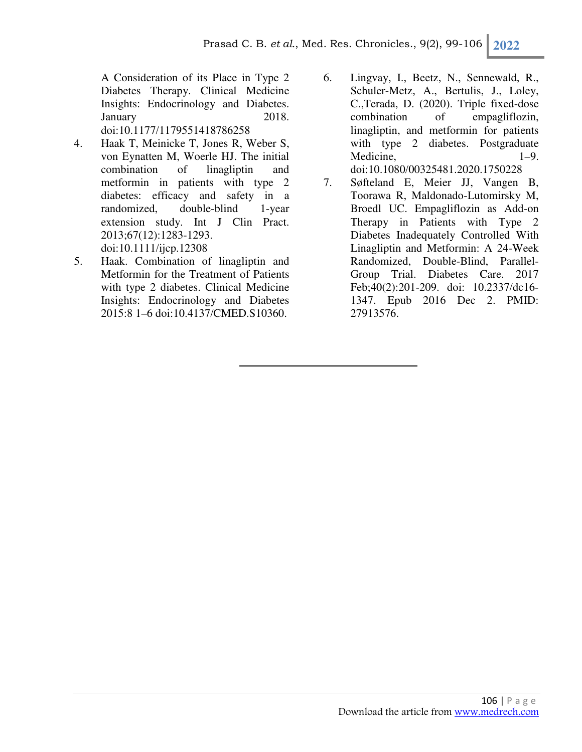A Consideration of its Place in Type 2 Diabetes Therapy. Clinical Medicine Insights: Endocrinology and Diabetes. January 2018. doi:10.1177/1179551418786258

4. Haak T, Meinicke T, Jones R, Weber S, von Eynatten M, Woerle HJ. The initial combination of linagliptin and metformin in patients with type 2 diabetes: efficacy and safety in a randomized, double-blind 1-year extension study. Int J Clin Pract. 2013;67(12):1283-1293. doi:10.1111/ijcp.12308
5. Haak. Combination of linagliptin and Metformin for the Treatment of Patients with type 2 diabetes. Clinical Medicine Insights: Endocrinology and Diabetes 2015:8 1–6 doi:10.4137/CMED.S10360.
6. Lingvay, I., Beetz, N., Sennewald, R., Schuler-Metz, A., Bertulis, J., Loley, C.,Terada, D. (2020). Triple fixed-dose combination of empagliflozin, linagliptin, and metformin for patients with type 2 diabetes. Postgraduate Medicine, 1–9. doi:10.1080/00325481.2020.1750228
7. Søfteland E, Meier JJ, Vangen B, Toorawa R, Maldonado-Lutomirsky M, Broedl UC. Empagliflozin as Add-on Therapy in Patients with Type 2 Diabetes Inadequately Controlled With Linagliptin and Metformin: A 24-Week Randomized, Double-Blind, Parallel-Group Trial. Diabetes Care. 2017 Feb;40(2):201-209. doi: 10.2337/dc16-1347. Epub 2016 Dec 2. PMID: 27913576.